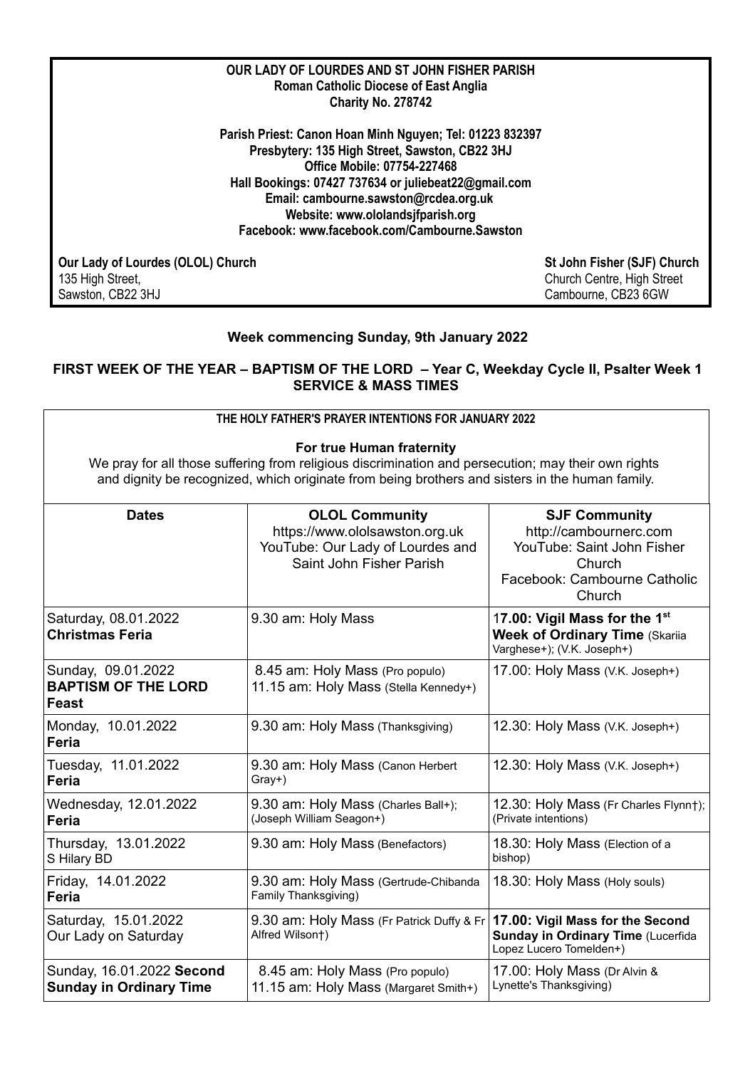**OUR LADY OF LOURDES AND ST JOHN FISHER PARISH**
**Roman Catholic Diocese of East Anglia**
**Charity No. 278742**

**Parish Priest: Canon Hoan Minh Nguyen; Tel: 01223 832397**
**Presbytery: 135 High Street, Sawston, CB22 3HJ**
**Office Mobile: 07754-227468**
**Hall Bookings: 07427 737634 or juliebeat22@gmail.com**
**Email: cambourne.sawston@rcdea.org.uk**
**Website: www.ololandsjfparish.org**
**Facebook: www.facebook.com/Cambourne.Sawston**

**Our Lady of Lourdes (OLOL) Church**
135 High Street,
Sawston, CB22 3HJ

**St John Fisher (SJF) Church**
Church Centre, High Street
Cambourne, CB23 6GW

**Week commencing Sunday, 9th January 2022**

## FIRST WEEK OF THE YEAR – BAPTISM OF THE LORD – Year C, Weekday Cycle II, Psalter Week 1
## SERVICE & MASS TIMES

**THE HOLY FATHER'S PRAYER INTENTIONS FOR JANUARY 2022**

**For true Human fraternity**

We pray for all those suffering from religious discrimination and persecution; may their own rights and dignity be recognized, which originate from being brothers and sisters in the human family.

| Dates | OLOL Community<br>https://www.ololsawston.org.uk<br>YouTube: Our Lady of Lourdes and Saint John Fisher Parish | SJF Community<br>http://cambournerc.com<br>YouTube: Saint John Fisher Church<br>Facebook: Cambourne Catholic Church |
|---|---|---|
| Saturday, 08.01.2022<br>**Christmas Feria** | 9.30 am: Holy Mass | **17.00: Vigil Mass for the 1st Week of Ordinary Time** (Skariia Varghese+); (V.K. Joseph+) |
| Sunday, 09.01.2022<br>**BAPTISM OF THE LORD Feast** | 8.45 am: Holy Mass (Pro populo)<br>11.15 am: Holy Mass (Stella Kennedy+) | 17.00: Holy Mass (V.K. Joseph+) |
| Monday, 10.01.2022<br>**Feria** | 9.30 am: Holy Mass (Thanksgiving) | 12.30: Holy Mass (V.K. Joseph+) |
| Tuesday, 11.01.2022<br>**Feria** | 9.30 am: Holy Mass (Canon Herbert Gray+) | 12.30: Holy Mass (V.K. Joseph+) |
| Wednesday, 12.01.2022<br>**Feria** | 9.30 am: Holy Mass (Charles Ball+); (Joseph William Seagon+) | 12.30: Holy Mass (Fr Charles Flynn†); (Private intentions) |
| Thursday, 13.01.2022<br>S Hilary BD | 9.30 am: Holy Mass (Benefactors) | 18.30: Holy Mass (Election of a bishop) |
| Friday, 14.01.2022<br>**Feria** | 9.30 am: Holy Mass (Gertrude-Chibanda Family Thanksgiving) | 18.30: Holy Mass (Holy souls) |
| Saturday, 15.01.2022<br>Our Lady on Saturday | 9.30 am: Holy Mass (Fr Patrick Duffy & Fr Alfred Wilson†) | **17.00: Vigil Mass for the Second Sunday in Ordinary Time** (Lucerfida Lopez Lucero Tomelden+) |
| Sunday, 16.01.2022 **Second Sunday in Ordinary Time** | 8.45 am: Holy Mass (Pro populo)<br>11.15 am: Holy Mass (Margaret Smith+) | 17.00: Holy Mass (Dr Alvin & Lynette's Thanksgiving) |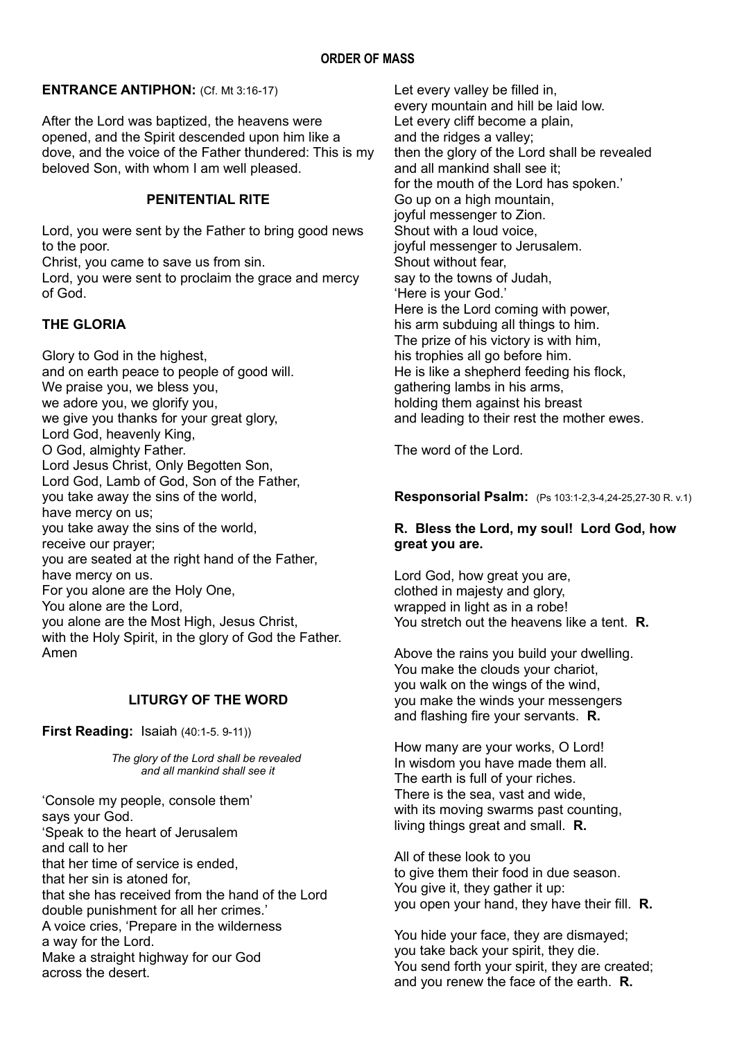## ORDER OF MASS

**ENTRANCE ANTIPHON:** (Cf. Mt 3:16-17)

After the Lord was baptized, the heavens were opened, and the Spirit descended upon him like a dove, and the voice of the Father thundered: This is my beloved Son, with whom I am well pleased.

### PENITENTIAL RITE

Lord, you were sent by the Father to bring good news to the poor.
Christ, you came to save us from sin.
Lord, you were sent to proclaim the grace and mercy of God.

### THE GLORIA

Glory to God in the highest,
and on earth peace to people of good will.
We praise you, we bless you,
we adore you, we glorify you,
we give you thanks for your great glory,
Lord God, heavenly King,
O God, almighty Father.
Lord Jesus Christ, Only Begotten Son,
Lord God, Lamb of God, Son of the Father,
you take away the sins of the world,
have mercy on us;
you take away the sins of the world,
receive our prayer;
you are seated at the right hand of the Father,
have mercy on us.
For you alone are the Holy One,
You alone are the Lord,
you alone are the Most High, Jesus Christ,
with the Holy Spirit, in the glory of God the Father.
Amen

### LITURGY OF THE WORD

**First Reading:** Isaiah (40:1-5. 9-11))

*The glory of the Lord shall be revealed*
*and all mankind shall see it*

'Console my people, console them'
says your God.
'Speak to the heart of Jerusalem
and call to her
that her time of service is ended,
that her sin is atoned for,
that she has received from the hand of the Lord
double punishment for all her crimes.'
A voice cries, 'Prepare in the wilderness
a way for the Lord.
Make a straight highway for our God
across the desert.
Let every valley be filled in,
every mountain and hill be laid low.
Let every cliff become a plain,
and the ridges a valley;
then the glory of the Lord shall be revealed
and all mankind shall see it;
for the mouth of the Lord has spoken.'
Go up on a high mountain,
joyful messenger to Zion.
Shout with a loud voice,
joyful messenger to Jerusalem.
Shout without fear,
say to the towns of Judah,
'Here is your God.'
Here is the Lord coming with power,
his arm subduing all things to him.
The prize of his victory is with him,
his trophies all go before him.
He is like a shepherd feeding his flock,
gathering lambs in his arms,
holding them against his breast
and leading to their rest the mother ewes.

The word of the Lord.

**Responsorial Psalm:** (Ps 103:1-2,3-4,24-25,27-30 R. v.1)

**R. Bless the Lord, my soul! Lord God, how great you are.**

Lord God, how great you are,
clothed in majesty and glory,
wrapped in light as in a robe!
You stretch out the heavens like a tent. **R.**

Above the rains you build your dwelling.
You make the clouds your chariot,
you walk on the wings of the wind,
you make the winds your messengers
and flashing fire your servants. **R.**

How many are your works, O Lord!
In wisdom you have made them all.
The earth is full of your riches.
There is the sea, vast and wide,
with its moving swarms past counting,
living things great and small. **R.**

All of these look to you
to give them their food in due season.
You give it, they gather it up:
you open your hand, they have their fill. **R.**

You hide your face, they are dismayed;
you take back your spirit, they die.
You send forth your spirit, they are created;
and you renew the face of the earth. **R.**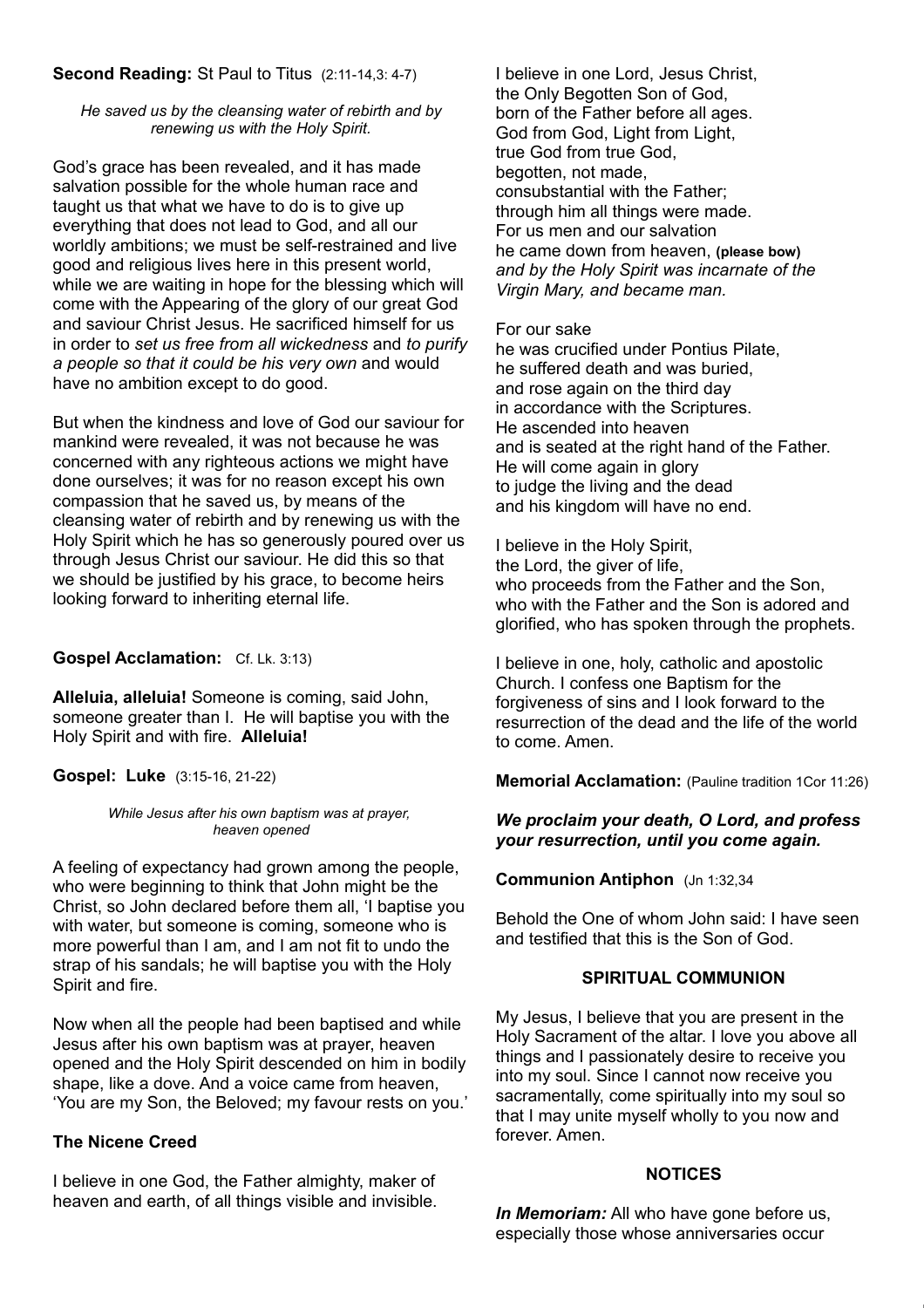**Second Reading:** St Paul to Titus (2:11-14,3: 4-7)

*He saved us by the cleansing water of rebirth and by renewing us with the Holy Spirit.*

God's grace has been revealed, and it has made salvation possible for the whole human race and taught us that what we have to do is to give up everything that does not lead to God, and all our worldly ambitions; we must be self-restrained and live good and religious lives here in this present world, while we are waiting in hope for the blessing which will come with the Appearing of the glory of our great God and saviour Christ Jesus. He sacrificed himself for us in order to *set us free from all wickedness* and *to purify a people so that it could be his very own* and would have no ambition except to do good.

But when the kindness and love of God our saviour for mankind were revealed, it was not because he was concerned with any righteous actions we might have done ourselves; it was for no reason except his own compassion that he saved us, by means of the cleansing water of rebirth and by renewing us with the Holy Spirit which he has so generously poured over us through Jesus Christ our saviour. He did this so that we should be justified by his grace, to become heirs looking forward to inheriting eternal life.

**Gospel Acclamation:** Cf. Lk. 3:13)

**Alleluia, alleluia!** Someone is coming, said John, someone greater than I. He will baptise you with the Holy Spirit and with fire. **Alleluia!**

**Gospel: Luke** (3:15-16, 21-22)

*While Jesus after his own baptism was at prayer, heaven opened*

A feeling of expectancy had grown among the people, who were beginning to think that John might be the Christ, so John declared before them all, 'I baptise you with water, but someone is coming, someone who is more powerful than I am, and I am not fit to undo the strap of his sandals; he will baptise you with the Holy Spirit and fire.

Now when all the people had been baptised and while Jesus after his own baptism was at prayer, heaven opened and the Holy Spirit descended on him in bodily shape, like a dove. And a voice came from heaven, 'You are my Son, the Beloved; my favour rests on you.'

**The Nicene Creed**

I believe in one God, the Father almighty, maker of heaven and earth, of all things visible and invisible.

I believe in one Lord, Jesus Christ,
the Only Begotten Son of God,
born of the Father before all ages.
God from God, Light from Light,
true God from true God,
begotten, not made,
consubstantial with the Father;
through him all things were made.
For us men and our salvation
he came down from heaven, **(please bow)**
*and by the Holy Spirit was incarnate of the Virgin Mary, and became man.*

For our sake
he was crucified under Pontius Pilate,
he suffered death and was buried,
and rose again on the third day
in accordance with the Scriptures.
He ascended into heaven
and is seated at the right hand of the Father.
He will come again in glory
to judge the living and the dead
and his kingdom will have no end.

I believe in the Holy Spirit,
the Lord, the giver of life,
who proceeds from the Father and the Son,
who with the Father and the Son is adored and glorified, who has spoken through the prophets.

I believe in one, holy, catholic and apostolic Church. I confess one Baptism for the forgiveness of sins and I look forward to the resurrection of the dead and the life of the world to come. Amen.

**Memorial Acclamation:** (Pauline tradition 1Cor 11:26)

***We proclaim your death, O Lord, and profess your resurrection, until you come again.***

**Communion Antiphon** (Jn 1:32,34

Behold the One of whom John said: I have seen and testified that this is the Son of God.

**SPIRITUAL COMMUNION**

My Jesus, I believe that you are present in the Holy Sacrament of the altar. I love you above all things and I passionately desire to receive you into my soul. Since I cannot now receive you sacramentally, come spiritually into my soul so that I may unite myself wholly to you now and forever. Amen.

**NOTICES**

***In Memoriam:*** All who have gone before us, especially those whose anniversaries occur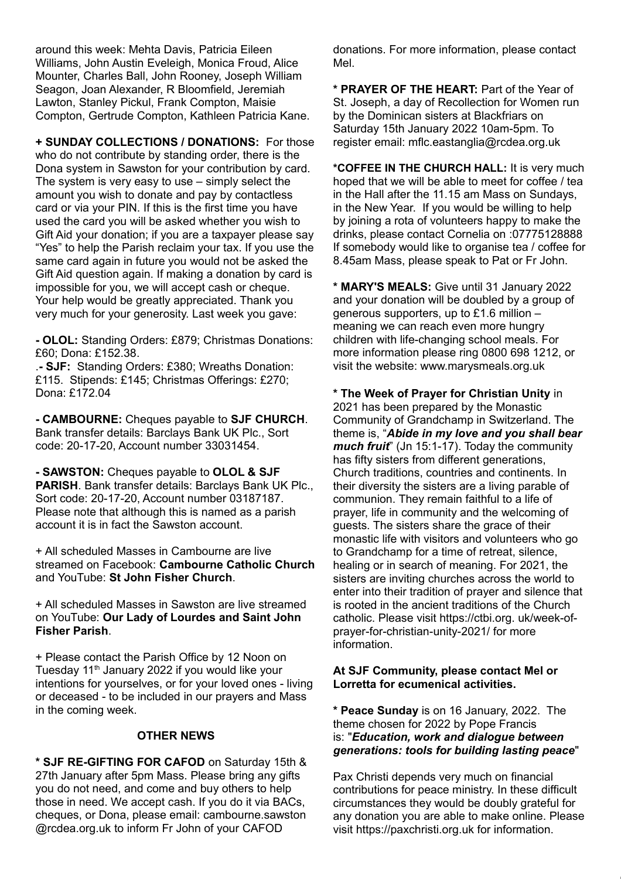around this week: Mehta Davis, Patricia Eileen Williams, John Austin Eveleigh, Monica Froud, Alice Mounter, Charles Ball, John Rooney, Joseph William Seagon, Joan Alexander, R Bloomfield, Jeremiah Lawton, Stanley Pickul, Frank Compton, Maisie Compton, Gertrude Compton, Kathleen Patricia Kane.

**+ SUNDAY COLLECTIONS / DONATIONS:** For those who do not contribute by standing order, there is the Dona system in Sawston for your contribution by card. The system is very easy to use – simply select the amount you wish to donate and pay by contactless card or via your PIN. If this is the first time you have used the card you will be asked whether you wish to Gift Aid your donation; if you are a taxpayer please say "Yes" to help the Parish reclaim your tax. If you use the same card again in future you would not be asked the Gift Aid question again. If making a donation by card is impossible for you, we will accept cash or cheque. Your help would be greatly appreciated. Thank you very much for your generosity. Last week you gave:

**- OLOL:** Standing Orders: £879; Christmas Donations: £60; Dona: £152.38.

.**- SJF:** Standing Orders: £380; Wreaths Donation: £115. Stipends: £145; Christmas Offerings: £270; Dona: £172.04

**- CAMBOURNE:** Cheques payable to **SJF CHURCH**. Bank transfer details: Barclays Bank UK Plc., Sort code: 20-17-20, Account number 33031454.

**- SAWSTON:** Cheques payable to **OLOL & SJF PARISH**. Bank transfer details: Barclays Bank UK Plc., Sort code: 20-17-20, Account number 03187187. Please note that although this is named as a parish account it is in fact the Sawston account.

+ All scheduled Masses in Cambourne are live streamed on Facebook: **Cambourne Catholic Church** and YouTube: **St John Fisher Church**.

+ All scheduled Masses in Sawston are live streamed on YouTube: **Our Lady of Lourdes and Saint John Fisher Parish**.

+ Please contact the Parish Office by 12 Noon on Tuesday 11th January 2022 if you would like your intentions for yourselves, or for your loved ones - living or deceased - to be included in our prayers and Mass in the coming week.

## OTHER NEWS

**\* SJF RE-GIFTING FOR CAFOD** on Saturday 15th & 27th January after 5pm Mass. Please bring any gifts you do not need, and come and buy others to help those in need. We accept cash. If you do it via BACs, cheques, or Dona, please email: cambourne.sawston @rcdea.org.uk to inform Fr John of your CAFOD donations. For more information, please contact Mel.

**\* PRAYER OF THE HEART:** Part of the Year of St. Joseph, a day of Recollection for Women run by the Dominican sisters at Blackfriars on Saturday 15th January 2022 10am-5pm. To register email: mflc.eastanglia@rcdea.org.uk

**\*COFFEE IN THE CHURCH HALL:** It is very much hoped that we will be able to meet for coffee / tea in the Hall after the 11.15 am Mass on Sundays, in the New Year. If you would be willing to help by joining a rota of volunteers happy to make the drinks, please contact Cornelia on :07775128888 If somebody would like to organise tea / coffee for 8.45am Mass, please speak to Pat or Fr John.

**\* MARY'S MEALS:** Give until 31 January 2022 and your donation will be doubled by a group of generous supporters, up to £1.6 million – meaning we can reach even more hungry children with life-changing school meals. For more information please ring 0800 698 1212, or visit the website: www.marysmeals.org.uk

**\* The Week of Prayer for Christian Unity** in 2021 has been prepared by the Monastic Community of Grandchamp in Switzerland. The theme is, "***Abide in my love and you shall bear much fruit***" (Jn 15:1-17). Today the community has fifty sisters from different generations, Church traditions, countries and continents. In their diversity the sisters are a living parable of communion. They remain faithful to a life of prayer, life in community and the welcoming of guests. The sisters share the grace of their monastic life with visitors and volunteers who go to Grandchamp for a time of retreat, silence, healing or in search of meaning. For 2021, the sisters are inviting churches across the world to enter into their tradition of prayer and silence that is rooted in the ancient traditions of the Church catholic. Please visit https://ctbi.org. uk/week-of-prayer-for-christian-unity-2021/ for more information.

**At SJF Community, please contact Mel or Lorretta for ecumenical activities.**

**\* Peace Sunday** is on 16 January, 2022. The theme chosen for 2022 by Pope Francis is: "***Education, work and dialogue between generations: tools for building lasting peace***"

Pax Christi depends very much on financial contributions for peace ministry. In these difficult circumstances they would be doubly grateful for any donation you are able to make online. Please visit https://paxchristi.org.uk for information.